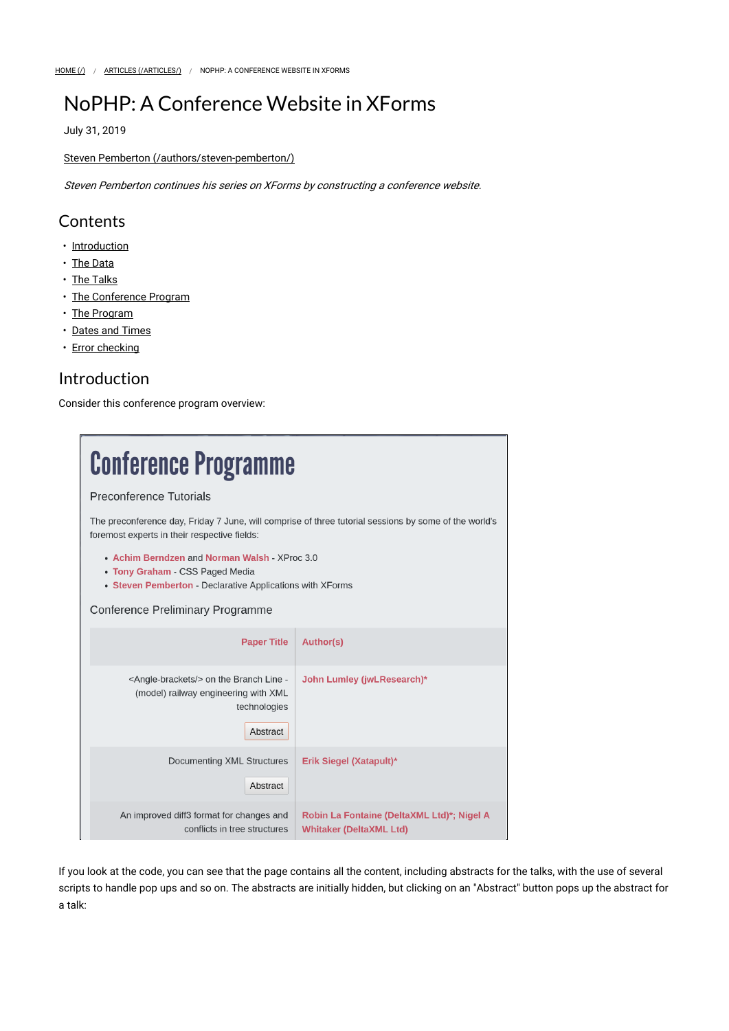HOME (/) / ARTICLES (/ARTICLES/) / NOPHP: A CONFERENCE WEBSITE IN XFORMS

# NoPHP: A Conference Website in XForms

July 31, 2019

Steven Pemberton (/authors/steven-pemberton/)

*Steven Pemberton continues his series on XForms by constructing a conference website.*

## Contents

- Introduction
- The Data
- The Talks
- The Conference Program
- The Program
- Dates and Times
- Error checking

## Introduction

Consider this conference program overview:

# Conference Programme

Preconference Tutorials

The preconference day, Friday 7 June, will comprise of three tutorial sessions by some of the world's foremost experts in their respective fields:

- **Achim Berndzen** and **Norman Walsh** - XProc 3.0
- **Tony Graham** - CSS Paged Media
- **Steven Pemberton** - Declarative Applications with XForms

Conference Preliminary Programme

| Paper Title | Author(s) |
|---|---|
| <Angle-brackets/> on the Branch Line - (model) railway engineering with XML technologies [Abstract] | John Lumley (jwLResearch)* |
| Documenting XML Structures [Abstract] | Erik Siegel (Xatapult)* |
| An improved diff3 format for changes and conflicts in tree structures | Robin La Fontaine (DeltaXML Ltd)*; Nigel A Whitaker (DeltaXML Ltd) |

If you look at the code, you can see that the page contains all the content, including abstracts for the talks, with the use of several scripts to handle pop ups and so on. The abstracts are initially hidden, but clicking on an "Abstract" button pops up the abstract for a talk: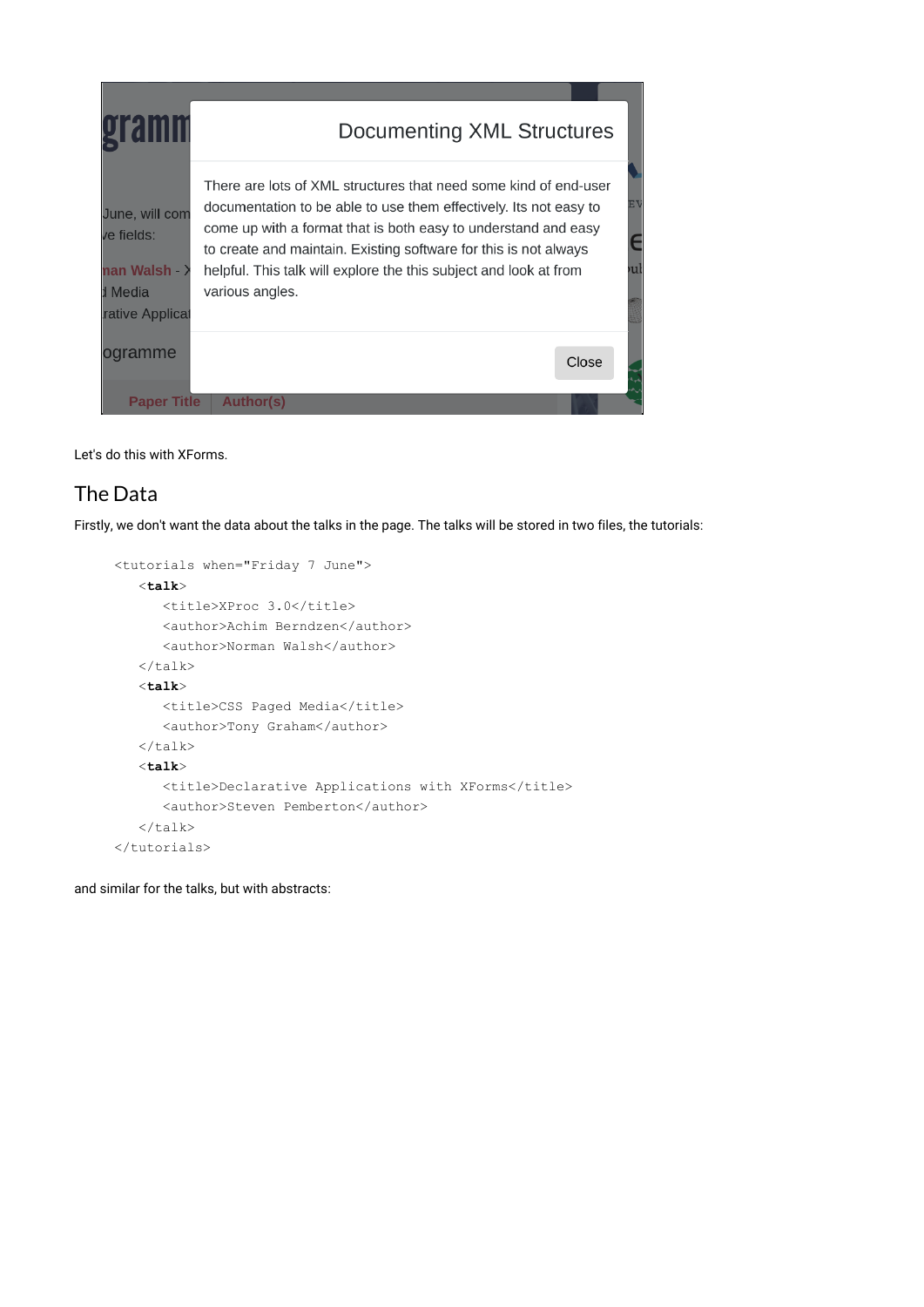Documenting XML Structures

There are lots of XML structures that need some kind of end-user documentation to be able to use them effectively. Its not easy to come up with a format that is both easy to understand and easy to create and maintain. Existing software for this is not always helpful. This talk will explore the this subject and look at from various angles.

Close

Let's do this with XForms.

## The Data

Firstly, we don't want the data about the talks in the page. The talks will be stored in two files, the tutorials:

```
<tutorials when="Friday 7 June">
   <talk>
      <title>XProc 3.0</title>
      <author>Achim Berndzen</author>
      <author>Norman Walsh</author>
   </talk>
   <talk>
      <title>CSS Paged Media</title>
      <author>Tony Graham</author>
   </talk>
   <talk>
      <title>Declarative Applications with XForms</title>
      <author>Steven Pemberton</author>
   </talk>
</tutorials>
```

and similar for the talks, but with abstracts: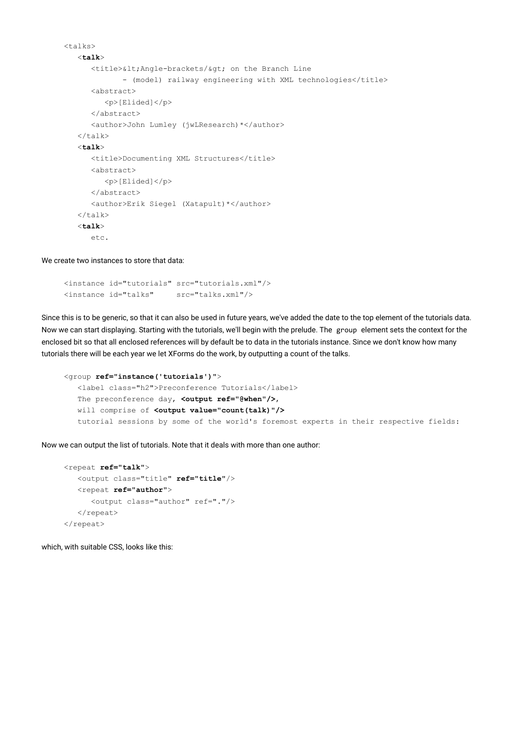```
<talks>
   <talk>
      <title>&lt;Angle-brackets/&gt; on the Branch Line
            - (model) railway engineering with XML technologies</title>
      <abstract>
         <p>[Elided]</p>
      </abstract>
      <author>John Lumley (jwLResearch)*</author>
   </talk>
   <talk>
      <title>Documenting XML Structures</title>
      <abstract>
         <p>[Elided]</p>
      </abstract>
      <author>Erik Siegel (Xatapult)*</author>
   </talk>
   <talk>
      etc.
```

We create two instances to store that data:

```
<instance id="tutorials" src="tutorials.xml"/>
<instance id="talks"     src="talks.xml"/>
```

Since this is to be generic, so that it can also be used in future years, we've added the date to the top element of the tutorials data. Now we can start displaying. Starting with the tutorials, we'll begin with the prelude. The `group` element sets the context for the enclosed bit so that all enclosed references will by default be to data in the tutorials instance. Since we don't know how many tutorials there will be each year we let XForms do the work, by outputting a count of the talks.

```
<group ref="instance('tutorials')">
   <label class="h2">Preconference Tutorials</label>
   The preconference day, <output ref="@when"/>,
   will comprise of <output value="count(talk)"/>
   tutorial sessions by some of the world's foremost experts in their respective fields:
```

Now we can output the list of tutorials. Note that it deals with more than one author:

```
<repeat ref="talk">
   <output class="title" ref="title"/>
   <repeat ref="author">
      <output class="author" ref="."/>
   </repeat>
</repeat>
```

which, with suitable CSS, looks like this: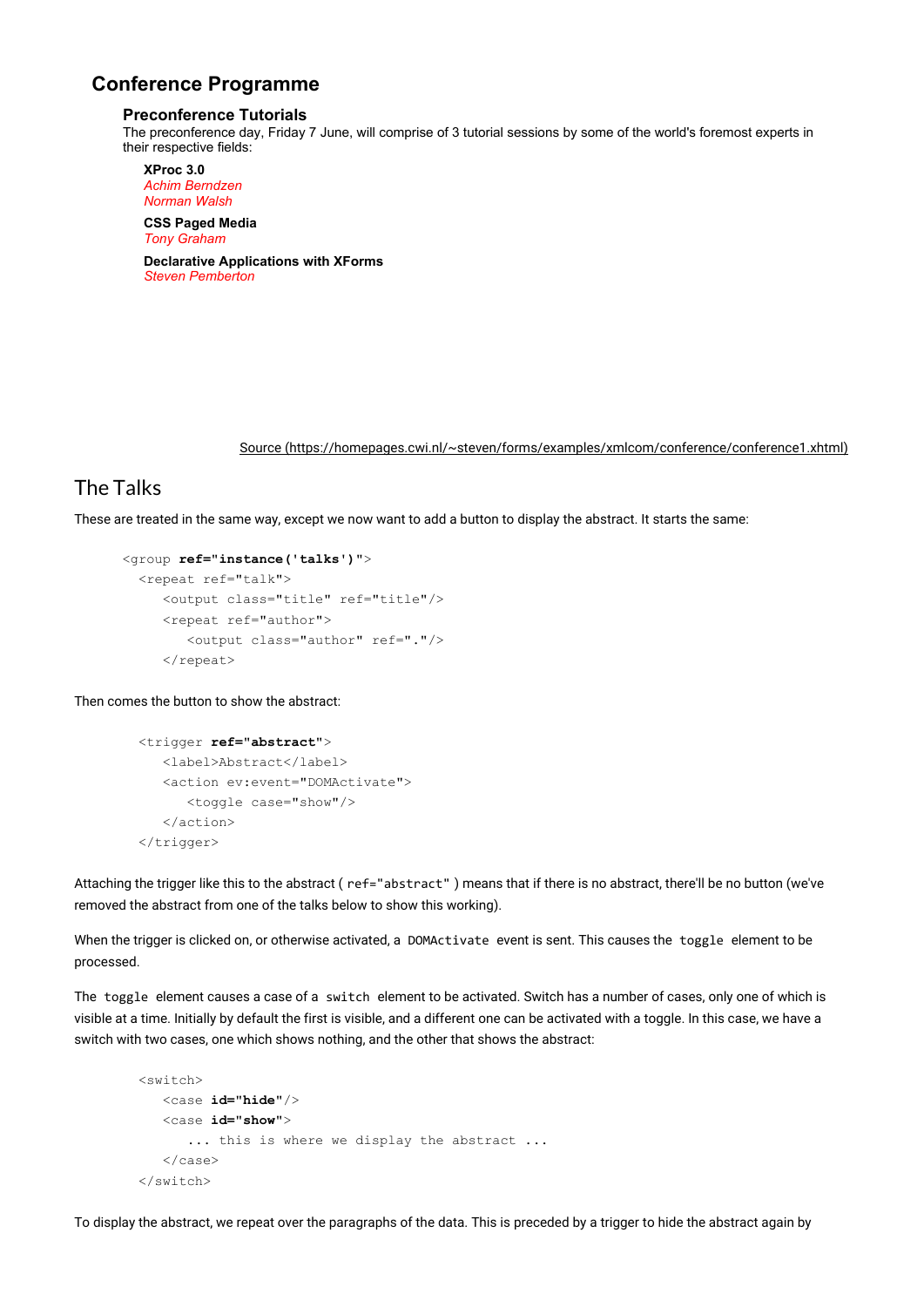## Conference Programme

### Preconference Tutorials

The preconference day, Friday 7 June, will comprise of 3 tutorial sessions by some of the world's foremost experts in their respective fields:

**XProc 3.0**
*Achim Berndzen*
*Norman Walsh*

**CSS Paged Media**
*Tony Graham*

**Declarative Applications with XForms**
*Steven Pemberton*

Source (https://homepages.cwi.nl/~steven/forms/examples/xmlcom/conference/conference1.xhtml)

# The Talks

These are treated in the same way, except we now want to add a button to display the abstract. It starts the same:

```
<group ref="instance('talks')">
  <repeat ref="talk">
     <output class="title" ref="title"/>
     <repeat ref="author">
        <output class="author" ref="."/>
     </repeat>
```

Then comes the button to show the abstract:

```
  <trigger ref="abstract">
     <label>Abstract</label>
     <action ev:event="DOMActivate">
        <toggle case="show"/>
     </action>
  </trigger>
```

Attaching the trigger like this to the abstract ( `ref="abstract"` ) means that if there is no abstract, there'll be no button (we've removed the abstract from one of the talks below to show this working).

When the trigger is clicked on, or otherwise activated, a `DOMActivate` event is sent. This causes the `toggle` element to be processed.

The `toggle` element causes a case of a `switch` element to be activated. Switch has a number of cases, only one of which is visible at a time. Initially by default the first is visible, and a different one can be activated with a toggle. In this case, we have a switch with two cases, one which shows nothing, and the other that shows the abstract:

```
  <switch>
     <case id="hide"/>
     <case id="show">
        ... this is where we display the abstract ...
     </case>
  </switch>
```

To display the abstract, we repeat over the paragraphs of the data. This is preceded by a trigger to hide the abstract again by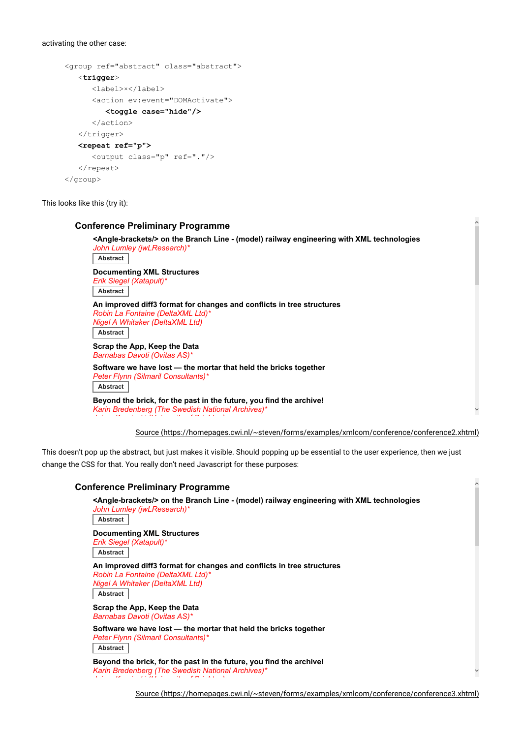activating the other case:

```
<group ref="abstract" class="abstract">
   <trigger>
      <label>×</label>
      <action ev:event="DOMActivate">
         <toggle case="hide"/>
      </action>
   </trigger>
   <repeat ref="p">
      <output class="p" ref="."/>
   </repeat>
</group>
```

This looks like this (try it):

**Conference Preliminary Programme**

**<Angle-brackets/> on the Branch Line - (model) railway engineering with XML technologies**
*John Lumley (jwLResearch)**
Abstract

**Documenting XML Structures**
*Erik Siegel (Xatapult)**
Abstract

**An improved diff3 format for changes and conflicts in tree structures**
*Robin La Fontaine (DeltaXML Ltd)**
*Nigel A Whitaker (DeltaXML Ltd)*
Abstract

**Scrap the App, Keep the Data**
*Barnabas Davoti (Ovitas AS)**

**Software we have lost — the mortar that held the bricks together**
*Peter Flynn (Silmaril Consultants)**
Abstract

**Beyond the brick, for the past in the future, you find the archive!**
*Karin Bredenberg (The Swedish National Archives)**

Source (https://homepages.cwi.nl/~steven/forms/examples/xmlcom/conference/conference2.xhtml)

This doesn't pop up the abstract, but just makes it visible. Should popping up be essential to the user experience, then we just change the CSS for that. You really don't need Javascript for these purposes:

**Conference Preliminary Programme**

**<Angle-brackets/> on the Branch Line - (model) railway engineering with XML technologies**
*John Lumley (jwLResearch)**
Abstract

**Documenting XML Structures**
*Erik Siegel (Xatapult)**
Abstract

**An improved diff3 format for changes and conflicts in tree structures**
*Robin La Fontaine (DeltaXML Ltd)**
*Nigel A Whitaker (DeltaXML Ltd)*
Abstract

**Scrap the App, Keep the Data**
*Barnabas Davoti (Ovitas AS)**

**Software we have lost — the mortar that held the bricks together**
*Peter Flynn (Silmaril Consultants)**
Abstract

**Beyond the brick, for the past in the future, you find the archive!**
*Karin Bredenberg (The Swedish National Archives)**

Source (https://homepages.cwi.nl/~steven/forms/examples/xmlcom/conference/conference3.xhtml)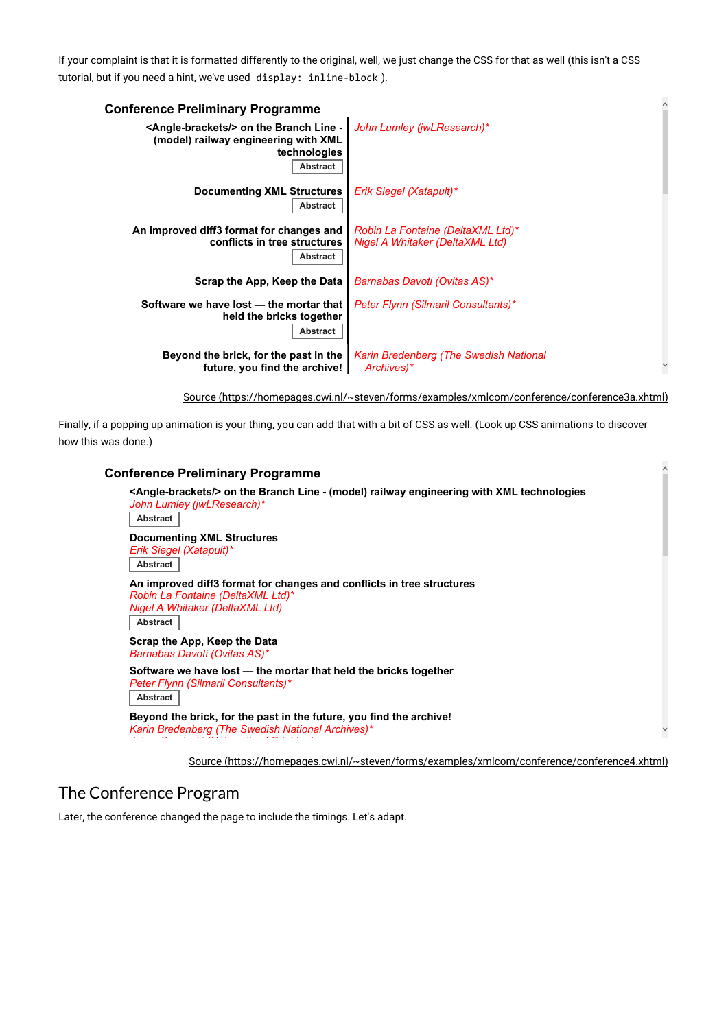If your complaint is that it is formatted differently to the original, well, we just change the CSS for that as well (this isn't a CSS tutorial, but if you need a hint, we've used `display: inline-block` ).

**Conference Preliminary Programme**

| | |
|---|---|
| **<Angle-brackets/> on the Branch Line - (model) railway engineering with XML technologies** [Abstract] | *John Lumley (jwLResearch)** |
| **Documenting XML Structures** [Abstract] | *Erik Siegel (Xatapult)** |
| **An improved diff3 format for changes and conflicts in tree structures** [Abstract] | *Robin La Fontaine (DeltaXML Ltd)**<br>*Nigel A Whitaker (DeltaXML Ltd)* |
| **Scrap the App, Keep the Data** | *Barnabas Davoti (Ovitas AS)** |
| **Software we have lost — the mortar that held the bricks together** [Abstract] | *Peter Flynn (Silmaril Consultants)** |
| **Beyond the brick, for the past in the future, you find the archive!** | *Karin Bredenberg (The Swedish National Archives)** |

Source (https://homepages.cwi.nl/~steven/forms/examples/xmlcom/conference/conference3a.xhtml)

Finally, if a popping up animation is your thing, you can add that with a bit of CSS as well. (Look up CSS animations to discover how this was done.)

**Conference Preliminary Programme**

**<Angle-brackets/> on the Branch Line - (model) railway engineering with XML technologies**
*John Lumley (jwLResearch)**
[Abstract]

**Documenting XML Structures**
*Erik Siegel (Xatapult)**
[Abstract]

**An improved diff3 format for changes and conflicts in tree structures**
*Robin La Fontaine (DeltaXML Ltd)**
*Nigel A Whitaker (DeltaXML Ltd)*
[Abstract]

**Scrap the App, Keep the Data**
*Barnabas Davoti (Ovitas AS)**

**Software we have lost — the mortar that held the bricks together**
*Peter Flynn (Silmaril Consultants)**
[Abstract]

**Beyond the brick, for the past in the future, you find the archive!**
*Karin Bredenberg (The Swedish National Archives)**

Source (https://homepages.cwi.nl/~steven/forms/examples/xmlcom/conference/conference4.xhtml)

## The Conference Program

Later, the conference changed the page to include the timings. Let's adapt.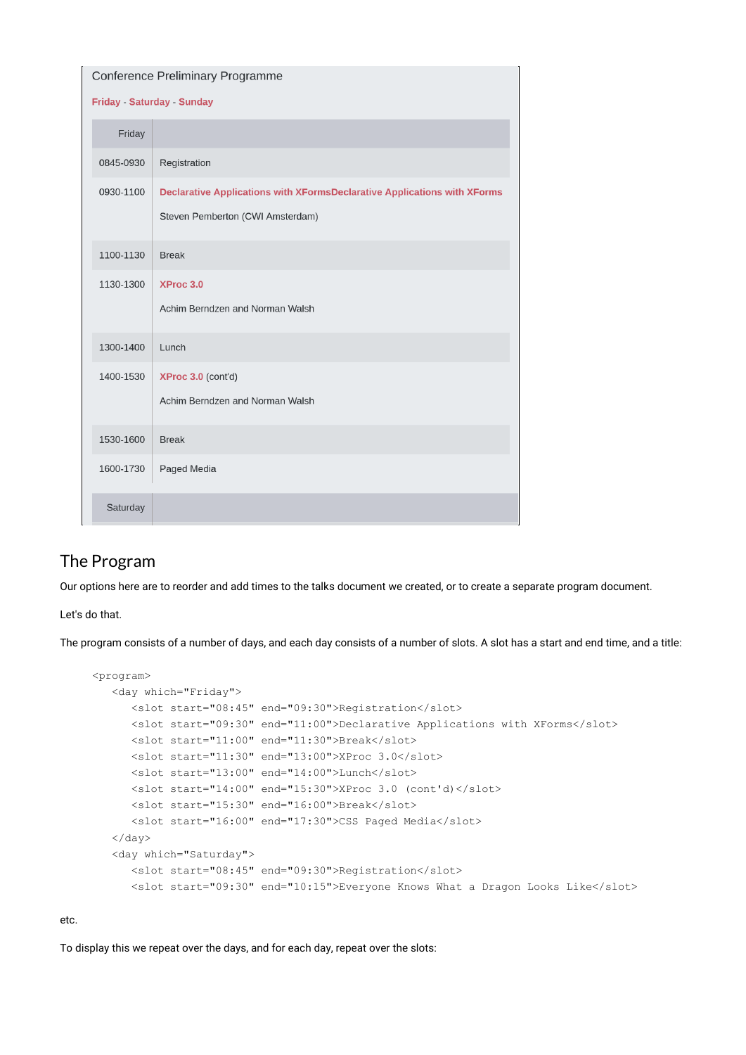Conference Preliminary Programme

**Friday** - **Saturday** - **Sunday**

| Friday | |
|---|---|
| 0845-0930 | Registration |
| 0930-1100 | **Declarative Applications with XFormsDeclarative Applications with XForms**<br><br>Steven Pemberton (CWI Amsterdam) |
| 1100-1130 | Break |
| 1130-1300 | **XProc 3.0**<br><br>Achim Berndzen and Norman Walsh |
| 1300-1400 | Lunch |
| 1400-1530 | **XProc 3.0** (cont'd)<br><br>Achim Berndzen and Norman Walsh |
| 1530-1600 | Break |
| 1600-1730 | Paged Media |
| Saturday | |

## The Program

Our options here are to reorder and add times to the talks document we created, or to create a separate program document.

Let's do that.

The program consists of a number of days, and each day consists of a number of slots. A slot has a start and end time, and a title:

```
<program>
   <day which="Friday">
      <slot start="08:45" end="09:30">Registration</slot>
      <slot start="09:30" end="11:00">Declarative Applications with XForms</slot>
      <slot start="11:00" end="11:30">Break</slot>
      <slot start="11:30" end="13:00">XProc 3.0</slot>
      <slot start="13:00" end="14:00">Lunch</slot>
      <slot start="14:00" end="15:30">XProc 3.0 (cont'd)</slot>
      <slot start="15:30" end="16:00">Break</slot>
      <slot start="16:00" end="17:30">CSS Paged Media</slot>
   </day>
   <day which="Saturday">
      <slot start="08:45" end="09:30">Registration</slot>
      <slot start="09:30" end="10:15">Everyone Knows What a Dragon Looks Like</slot>
```

etc.

To display this we repeat over the days, and for each day, repeat over the slots: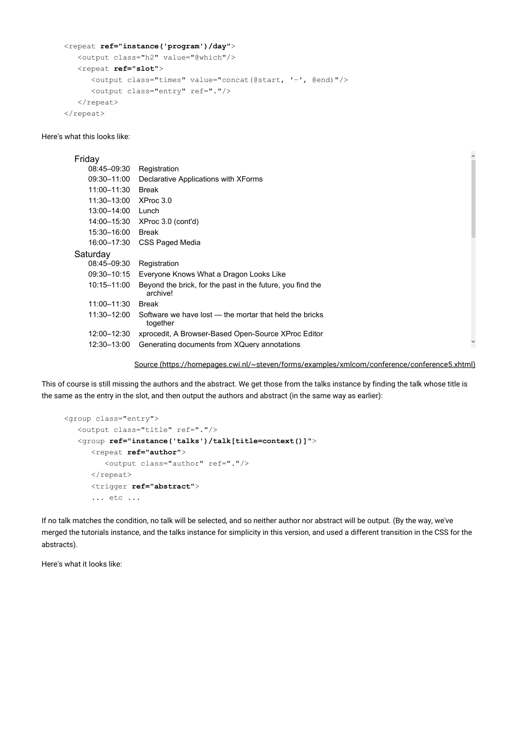```
<repeat ref="instance('program')/day">
   <output class="h2" value="@which"/>
   <repeat ref="slot">
      <output class="times" value="concat(@start, '-', @end)"/>
      <output class="entry" ref="."/>
   </repeat>
</repeat>
```

Here's what this looks like:

Friday

| | |
|---|---|
| 08:45–09:30 | Registration |
| 09:30–11:00 | Declarative Applications with XForms |
| 11:00–11:30 | Break |
| 11:30–13:00 | XProc 3.0 |
| 13:00–14:00 | Lunch |
| 14:00–15:30 | XProc 3.0 (cont'd) |
| 15:30–16:00 | Break |
| 16:00–17:30 | CSS Paged Media |

Saturday

| | |
|---|---|
| 08:45–09:30 | Registration |
| 09:30–10:15 | Everyone Knows What a Dragon Looks Like |
| 10:15–11:00 | Beyond the brick, for the past in the future, you find the archive! |
| 11:00–11:30 | Break |
| 11:30–12:00 | Software we have lost — the mortar that held the bricks together |
| 12:00–12:30 | xprocedit, A Browser-Based Open-Source XProc Editor |
| 12:30–13:00 | Generating documents from XQuery annotations |

Source (https://homepages.cwi.nl/~steven/forms/examples/xmlcom/conference/conference5.xhtml)

This of course is still missing the authors and the abstract. We get those from the talks instance by finding the talk whose title is the same as the entry in the slot, and then output the authors and abstract (in the same way as earlier):

```
<group class="entry">
   <output class="title" ref="."/>
   <group ref="instance('talks')/talk[title=context()]">
      <repeat ref="author">
         <output class="author" ref="."/>
      </repeat>
      <trigger ref="abstract">
      ... etc ...
```

If no talk matches the condition, no talk will be selected, and so neither author nor abstract will be output. (By the way, we've merged the tutorials instance, and the talks instance for simplicity in this version, and used a different transition in the CSS for the abstracts).

Here's what it looks like: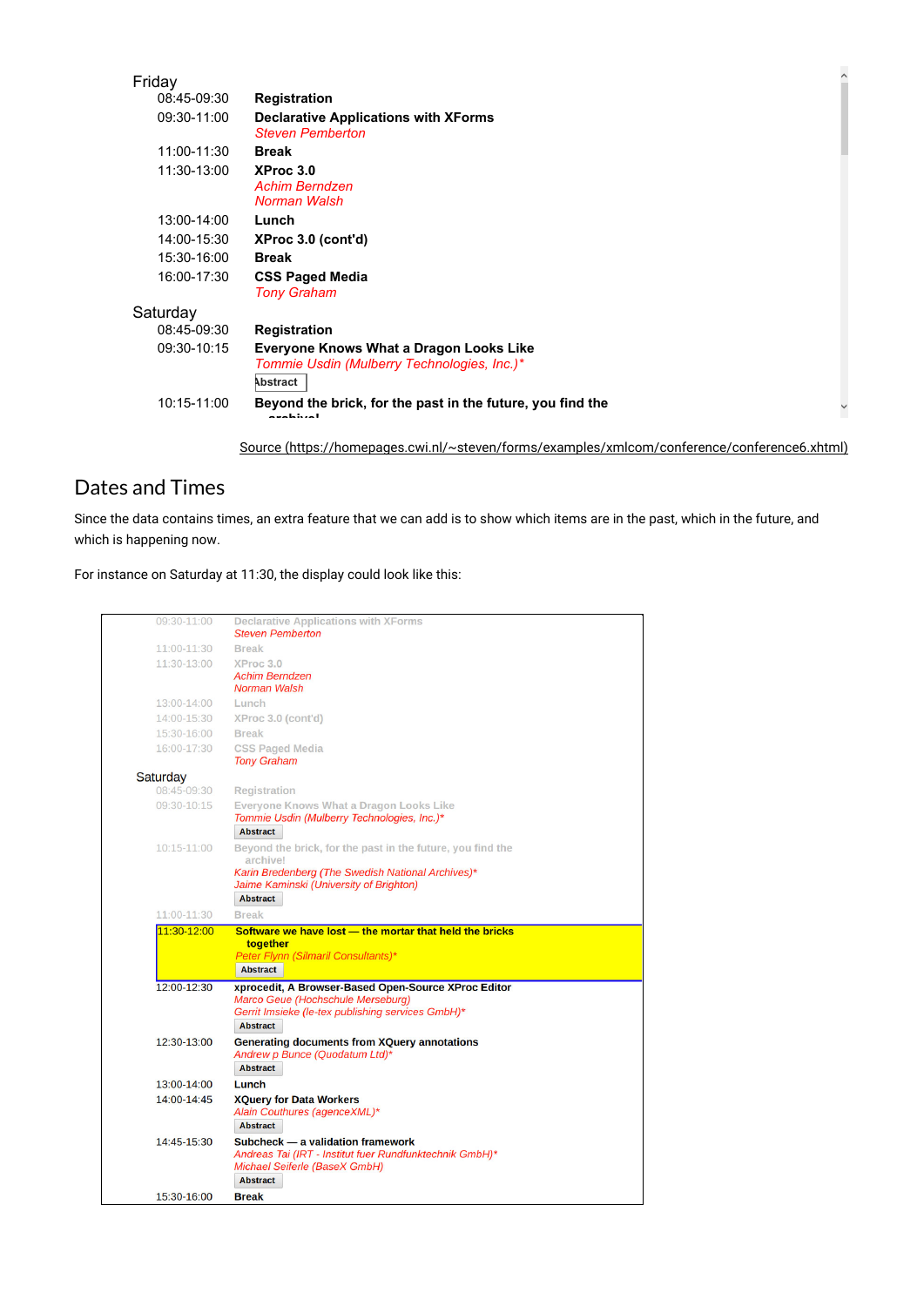Friday

| | |
|---|---|
| 08:45-09:30 | **Registration** |
| 09:30-11:00 | **Declarative Applications with XForms**<br>*Steven Pemberton* |
| 11:00-11:30 | **Break** |
| 11:30-13:00 | **XProc 3.0**<br>*Achim Berndzen*<br>*Norman Walsh* |
| 13:00-14:00 | **Lunch** |
| 14:00-15:30 | **XProc 3.0 (cont'd)** |
| 15:30-16:00 | **Break** |
| 16:00-17:30 | **CSS Paged Media**<br>*Tony Graham* |

Saturday

| | |
|---|---|
| 08:45-09:30 | **Registration** |
| 09:30-10:15 | **Everyone Knows What a Dragon Looks Like**<br>*Tommie Usdin (Mulberry Technologies, Inc.)**<br>Abstract |
| 10:15-11:00 | **Beyond the brick, for the past in the future, you find the archive!** |

Source (https://homepages.cwi.nl/~steven/forms/examples/xmlcom/conference/conference6.xhtml)

## Dates and Times

Since the data contains times, an extra feature that we can add is to show which items are in the past, which in the future, and which is happening now.

For instance on Saturday at 11:30, the display could look like this:

| | |
|---|---|
| 09:30-11:00 | Declarative Applications with XForms<br>*Steven Pemberton* |
| 11:00-11:30 | Break |
| 11:30-13:00 | XProc 3.0<br>*Achim Berndzen*<br>*Norman Walsh* |
| 13:00-14:00 | Lunch |
| 14:00-15:30 | XProc 3.0 (cont'd) |
| 15:30-16:00 | Break |
| 16:00-17:30 | CSS Paged Media<br>*Tony Graham* |

Saturday

| | |
|---|---|
| 08:45-09:30 | Registration |
| 09:30-10:15 | Everyone Knows What a Dragon Looks Like<br>*Tommie Usdin (Mulberry Technologies, Inc.)**<br>Abstract |
| 10:15-11:00 | Beyond the brick, for the past in the future, you find the archive!<br>*Karin Bredenberg (The Swedish National Archives)**<br>*Jaime Kaminski (University of Brighton)*<br>Abstract |
| 11:00-11:30 | Break |
| 11:30-12:00 | **Software we have lost — the mortar that held the bricks together**<br>*Peter Flynn (Silmaril Consultants)**<br>Abstract |
| 12:00-12:30 | **xprocedit, A Browser-Based Open-Source XProc Editor**<br>*Marco Geue (Hochschule Merseburg)*<br>*Gerrit Imsieke (le-tex publishing services GmbH)**<br>Abstract |
| 12:30-13:00 | **Generating documents from XQuery annotations**<br>*Andrew p Bunce (Quodatum Ltd)**<br>Abstract |
| 13:00-14:00 | **Lunch** |
| 14:00-14:45 | **XQuery for Data Workers**<br>*Alain Couthures (agenceXML)**<br>Abstract |
| 14:45-15:30 | **Subcheck — a validation framework**<br>*Andreas Tai (IRT - Institut fuer Rundfunktechnik GmbH)**<br>*Michael Seiferle (BaseX GmbH)*<br>Abstract |
| 15:30-16:00 | **Break** |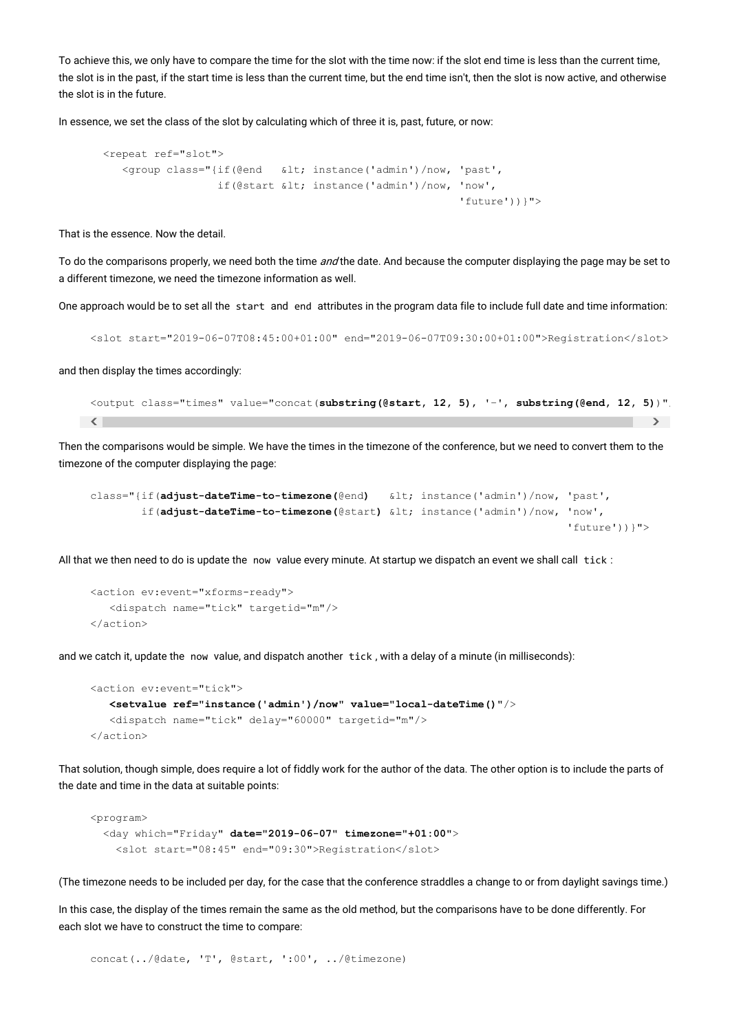To achieve this, we only have to compare the time for the slot with the time now: if the slot end time is less than the current time, the slot is in the past, if the start time is less than the current time, but the end time isn't, then the slot is now active, and otherwise the slot is in the future.

In essence, we set the class of the slot by calculating which of three it is, past, future, or now:

```
<repeat ref="slot">
   <group class="{if(@end   &lt; instance('admin')/now, 'past',
                 if(@start &lt; instance('admin')/now, 'now',
                                                      'future'))}">
```

That is the essence. Now the detail.

To do the comparisons properly, we need both the time *and* the date. And because the computer displaying the page may be set to a different timezone, we need the timezone information as well.

One approach would be to set all the `start` and `end` attributes in the program data file to include full date and time information:

```
<slot start="2019-06-07T08:45:00+01:00" end="2019-06-07T09:30:00+01:00">Registration</slot>
```

and then display the times accordingly:

```
<output class="times" value="concat(substring(@start, 12, 5), '-', substring(@end, 12, 5))"/
```

Then the comparisons would be simple. We have the times in the timezone of the conference, but we need to convert them to the timezone of the computer displaying the page:

```
class="{if(adjust-dateTime-to-timezone(@end)   &lt; instance('admin')/now, 'past',
        if(adjust-dateTime-to-timezone(@start) &lt; instance('admin')/now, 'now',
                                                                       'future'))}">
```

All that we then need to do is update the `now` value every minute. At startup we dispatch an event we shall call `tick`:

```
<action ev:event="xforms-ready">
   <dispatch name="tick" targetid="m"/>
</action>
```

and we catch it, update the `now` value, and dispatch another `tick`, with a delay of a minute (in milliseconds):

```
<action ev:event="tick">
   <setvalue ref="instance('admin')/now" value="local-dateTime()"/>
   <dispatch name="tick" delay="60000" targetid="m"/>
</action>
```

That solution, though simple, does require a lot of fiddly work for the author of the data. The other option is to include the parts of the date and time in the data at suitable points:

```
<program>
  <day which="Friday" date="2019-06-07" timezone="+01:00">
    <slot start="08:45" end="09:30">Registration</slot>
```

(The timezone needs to be included per day, for the case that the conference straddles a change to or from daylight savings time.)

In this case, the display of the times remain the same as the old method, but the comparisons have to be done differently. For each slot we have to construct the time to compare:

```
concat(../@date, 'T', @start, ':00', ../@timezone)
```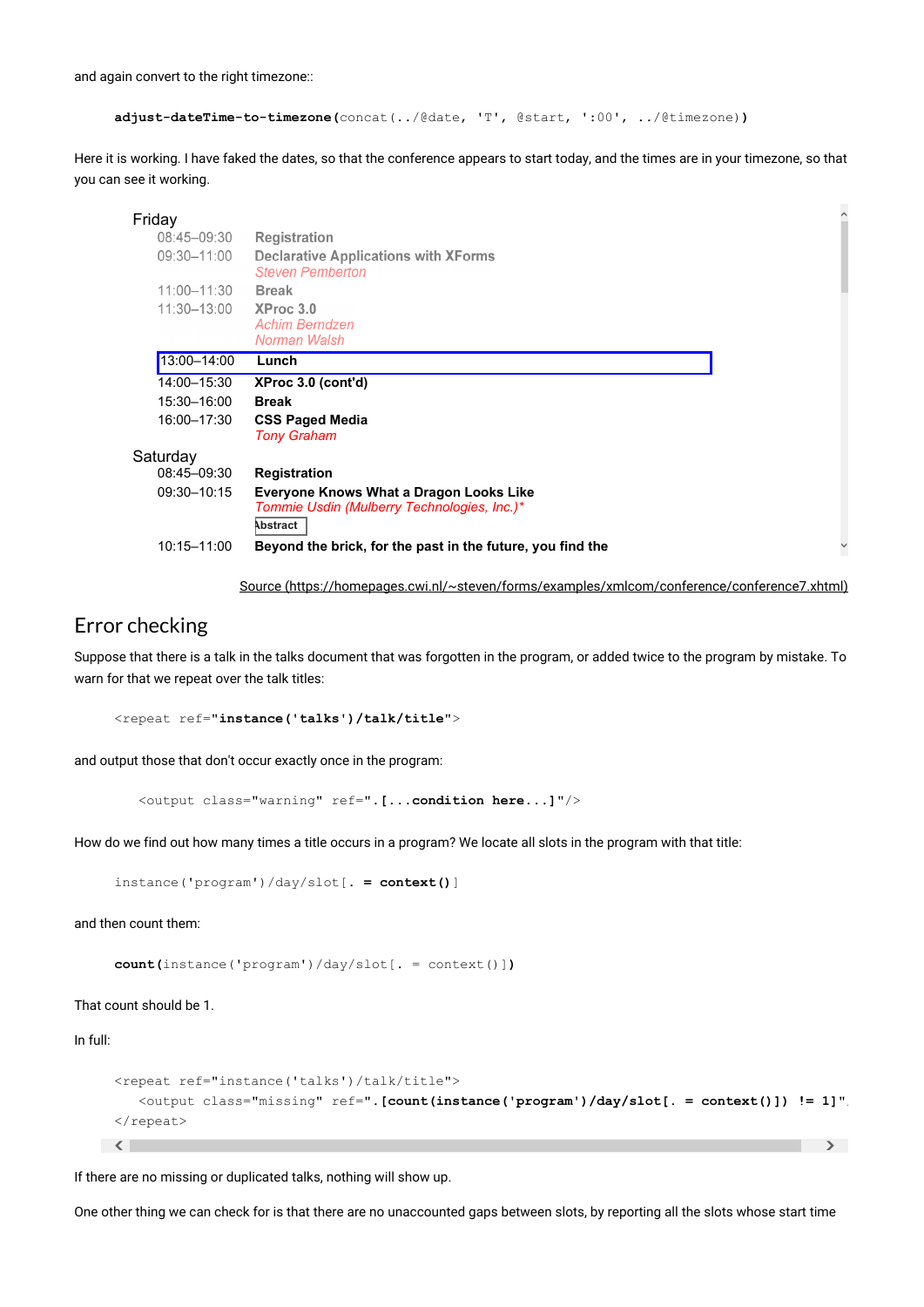and again convert to the right timezone::

```
adjust-dateTime-to-timezone(concat(../@date, 'T', @start, ':00', ../@timezone))
```

Here it is working. I have faked the dates, so that the conference appears to start today, and the times are in your timezone, so that you can see it working.

Friday

| | |
|---|---|
| 08:45–09:30 | Registration |
| 09:30–11:00 | Declarative Applications with XForms<br>*Steven Pemberton* |
| 11:00–11:30 | Break |
| 11:30–13:00 | XProc 3.0<br>*Achim Berndzen*<br>*Norman Walsh* |
| 13:00–14:00 | **Lunch** |
| 14:00–15:30 | **XProc 3.0 (cont'd)** |
| 15:30–16:00 | **Break** |
| 16:00–17:30 | **CSS Paged Media**<br>*Tony Graham* |

Saturday

| | |
|---|---|
| 08:45–09:30 | **Registration** |
| 09:30–10:15 | **Everyone Knows What a Dragon Looks Like**<br>*Tommie Usdin (Mulberry Technologies, Inc.)\**<br>Abstract |
| 10:15–11:00 | **Beyond the brick, for the past in the future, you find the** |

Source (https://homepages.cwi.nl/~steven/forms/examples/xmlcom/conference/conference7.xhtml)

## Error checking

Suppose that there is a talk in the talks document that was forgotten in the program, or added twice to the program by mistake. To warn for that we repeat over the talk titles:

```
<repeat ref="instance('talks')/talk/title">
```

and output those that don't occur exactly once in the program:

```
<output class="warning" ref=".[...condition here...]"/>
```

How do we find out how many times a title occurs in a program? We locate all slots in the program with that title:

```
instance('program')/day/slot[. = context()]
```

and then count them:

```
count(instance('program')/day/slot[. = context()])
```

That count should be 1.

In full:

```
<repeat ref="instance('talks')/talk/title">
   <output class="missing" ref=".[count(instance('program')/day/slot[. = context()]) != 1]".
</repeat>
```

If there are no missing or duplicated talks, nothing will show up.

One other thing we can check for is that there are no unaccounted gaps between slots, by reporting all the slots whose start time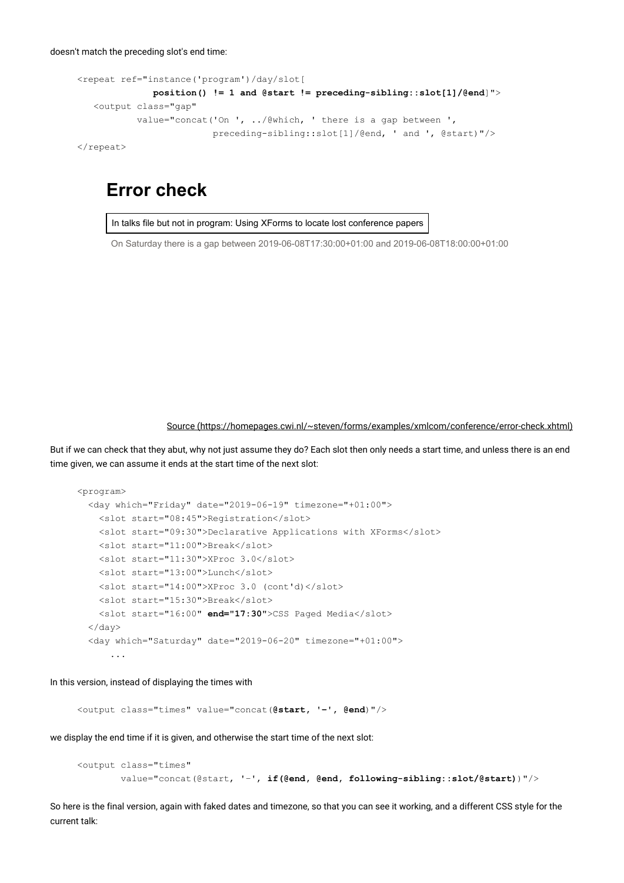doesn't match the preceding slot's end time:

```
<repeat ref="instance('program')/day/slot[
             position() != 1 and @start != preceding-sibling::slot[1]/@end]">
   <output class="gap"
          value="concat('On ', ../@which, ' there is a gap between ',
                        preceding-sibling::slot[1]/@end, ' and ', @start)"/>
</repeat>
```

## Error check

In talks file but not in program: Using XForms to locate lost conference papers

On Saturday there is a gap between 2019-06-08T17:30:00+01:00 and 2019-06-08T18:00:00+01:00

[Source (https://homepages.cwi.nl/~steven/forms/examples/xmlcom/conference/error-check.xhtml)](https://homepages.cwi.nl/~steven/forms/examples/xmlcom/conference/error-check.xhtml)

But if we can check that they abut, why not just assume they do? Each slot then only needs a start time, and unless there is an end time given, we can assume it ends at the start time of the next slot:

```
<program>
  <day which="Friday" date="2019-06-19" timezone="+01:00">
    <slot start="08:45">Registration</slot>
    <slot start="09:30">Declarative Applications with XForms</slot>
    <slot start="11:00">Break</slot>
    <slot start="11:30">XProc 3.0</slot>
    <slot start="13:00">Lunch</slot>
    <slot start="14:00">XProc 3.0 (cont'd)</slot>
    <slot start="15:30">Break</slot>
    <slot start="16:00" end="17:30">CSS Paged Media</slot>
  </day>
  <day which="Saturday" date="2019-06-20" timezone="+01:00">
      ...
```

In this version, instead of displaying the times with

```
<output class="times" value="concat(@start, '-', @end)"/>
```

we display the end time if it is given, and otherwise the start time of the next slot:

```
<output class="times"
        value="concat(@start, '-', if(@end, @end, following-sibling::slot/@start))"/>
```

So here is the final version, again with faked dates and timezone, so that you can see it working, and a different CSS style for the current talk: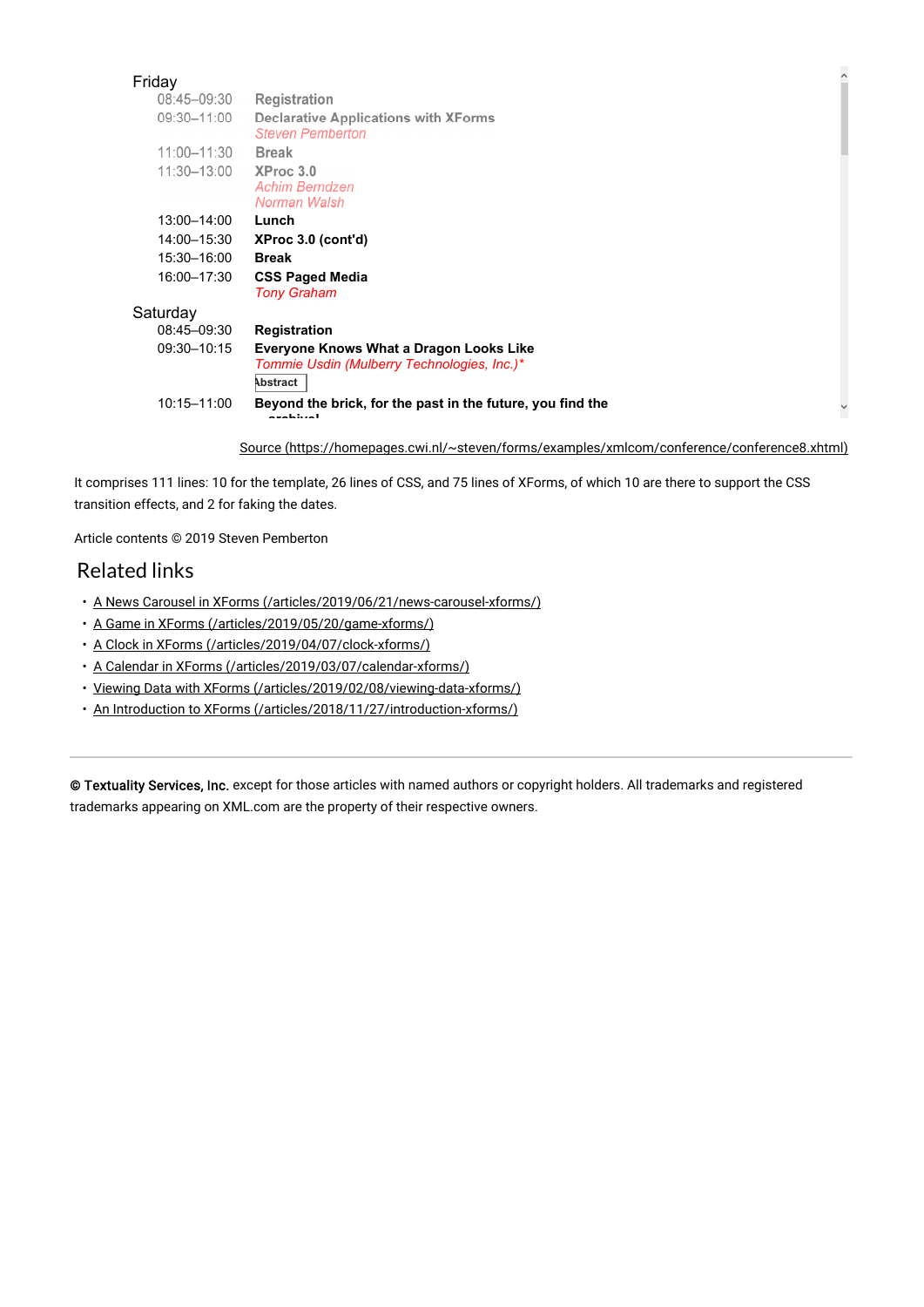Friday

| | |
|---|---|
| 08:45–09:30 | Registration |
| 09:30–11:00 | **Declarative Applications with XForms**<br>*Steven Pemberton* |
| 11:00–11:30 | **Break** |
| 11:30–13:00 | **XProc 3.0**<br>*Achim Berndzen*<br>*Norman Walsh* |
| 13:00–14:00 | **Lunch** |
| 14:00–15:30 | **XProc 3.0 (cont'd)** |
| 15:30–16:00 | **Break** |
| 16:00–17:30 | **CSS Paged Media**<br>*Tony Graham* |

Saturday

| | |
|---|---|
| 08:45–09:30 | **Registration** |
| 09:30–10:15 | **Everyone Knows What a Dragon Looks Like**<br>*Tommie Usdin (Mulberry Technologies, Inc.)\**<br>Abstract |
| 10:15–11:00 | **Beyond the brick, for the past in the future, you find the archival** |

Source (https://homepages.cwi.nl/~steven/forms/examples/xmlcom/conference/conference8.xhtml)

It comprises 111 lines: 10 for the template, 26 lines of CSS, and 75 lines of XForms, of which 10 are there to support the CSS transition effects, and 2 for faking the dates.

Article contents © 2019 Steven Pemberton

## Related links

- A News Carousel in XForms (/articles/2019/06/21/news-carousel-xforms/)
- A Game in XForms (/articles/2019/05/20/game-xforms/)
- A Clock in XForms (/articles/2019/04/07/clock-xforms/)
- A Calendar in XForms (/articles/2019/03/07/calendar-xforms/)
- Viewing Data with XForms (/articles/2019/02/08/viewing-data-xforms/)
- An Introduction to XForms (/articles/2018/11/27/introduction-xforms/)

---

© Textuality Services, Inc. except for those articles with named authors or copyright holders. All trademarks and registered trademarks appearing on XML.com are the property of their respective owners.